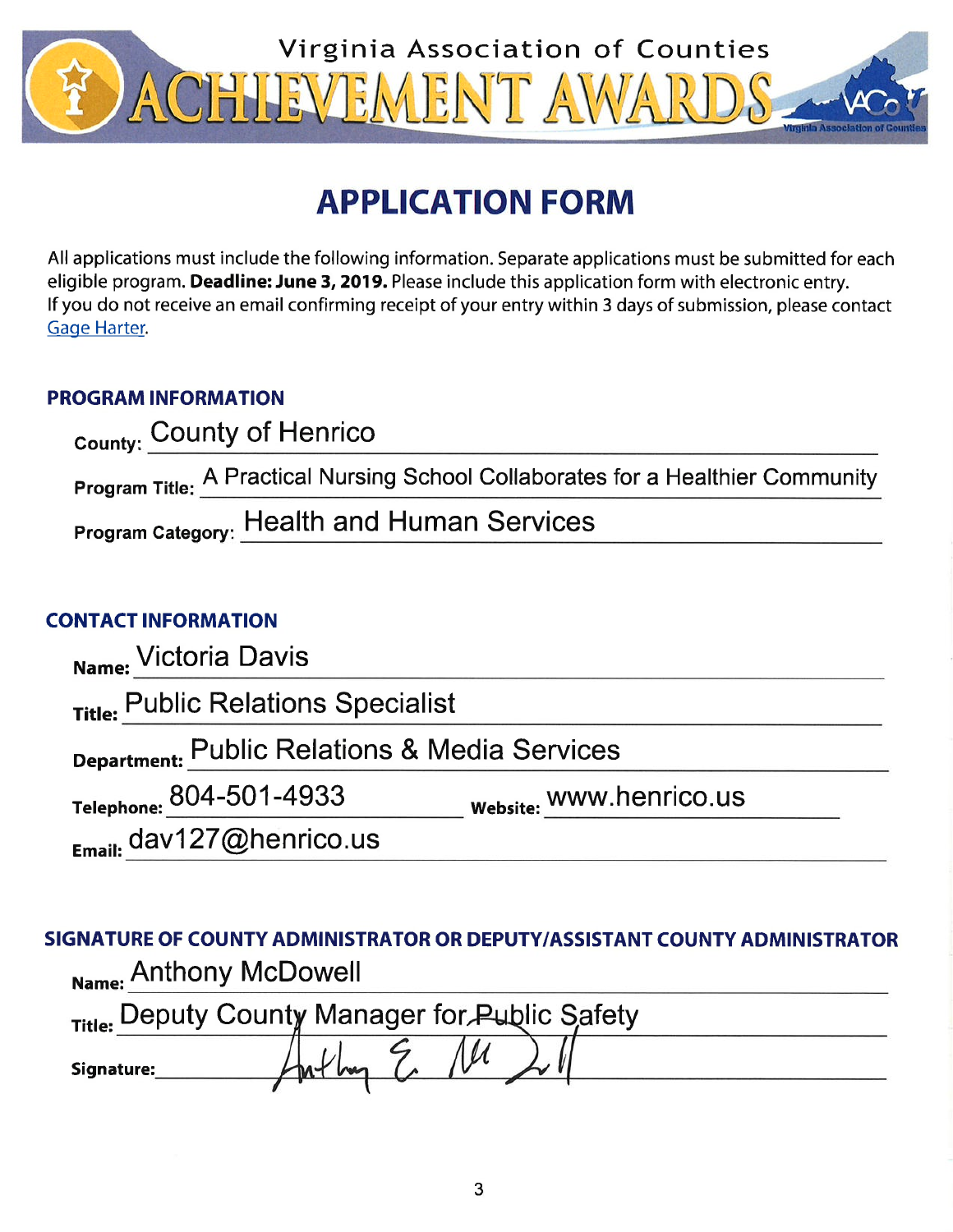Virginia Association of Counties

# ACHIEVEMENT AWARDS

# APPLICATION FORM

All applications must include the following information. Separate applications must be submitted for each eligible program. **Deadline: June 3, 2019.** Please include this application form with electronic entry. If you do not receive an email confirming receipt of your entry within 3 days of submission, please contact Gage Harter.

## PROGRAM INFORMATION

**County:** County of Henrico

**Program Title:** A Practical Nursing School Collaborates for a Healthier Community

**Program Category:** Health and Human Services

## CONTACT INFORMATION

**Name:** Victoria Davis

**Title:** Public Relations Specialist

**Department:** Public Relations & Media Services

**Telephone:** 804-501-4933 **Website:** www.henrico.us

**Email:** dav127@henrico.us

## SIGNATURE OF COUNTY ADMINISTRATOR OR DEPUTY/ASSISTANT COUNTY ADMINISTRATOR

**Name:** Anthony McDowell

**Title:** Deputy County Manager for Public Safety

**Signature:** Anthony E. McDowell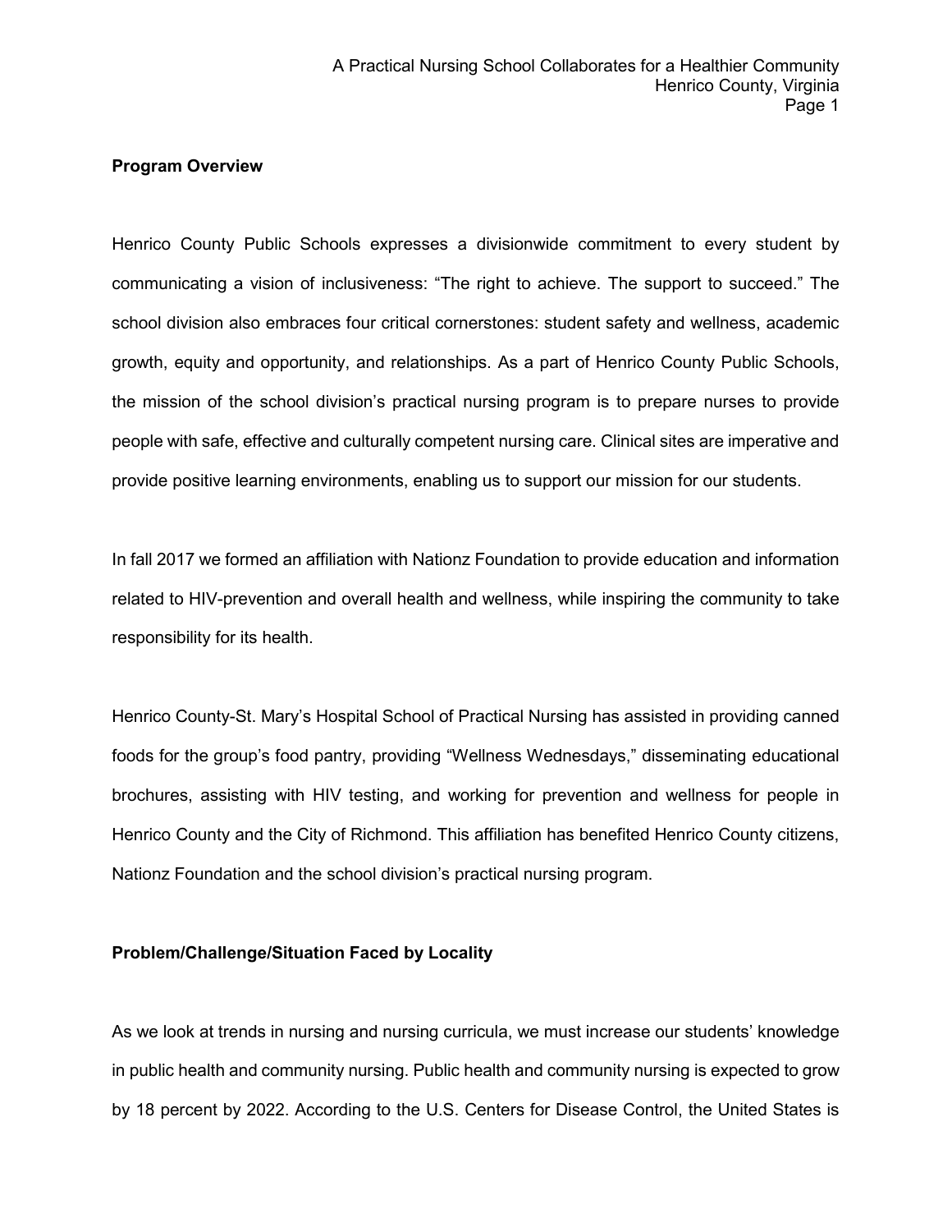## Program Overview

Henrico County Public Schools expresses a divisionwide commitment to every student by communicating a vision of inclusiveness: "The right to achieve. The support to succeed." The school division also embraces four critical cornerstones: student safety and wellness, academic growth, equity and opportunity, and relationships. As a part of Henrico County Public Schools, the mission of the school division's practical nursing program is to prepare nurses to provide people with safe, effective and culturally competent nursing care. Clinical sites are imperative and provide positive learning environments, enabling us to support our mission for our students.

In fall 2017 we formed an affiliation with Nationz Foundation to provide education and information related to HIV-prevention and overall health and wellness, while inspiring the community to take responsibility for its health.

Henrico County-St. Mary's Hospital School of Practical Nursing has assisted in providing canned foods for the group's food pantry, providing "Wellness Wednesdays," disseminating educational brochures, assisting with HIV testing, and working for prevention and wellness for people in Henrico County and the City of Richmond. This affiliation has benefited Henrico County citizens, Nationz Foundation and the school division's practical nursing program.

## Problem/Challenge/Situation Faced by Locality

As we look at trends in nursing and nursing curricula, we must increase our students' knowledge in public health and community nursing. Public health and community nursing is expected to grow by 18 percent by 2022. According to the U.S. Centers for Disease Control, the United States is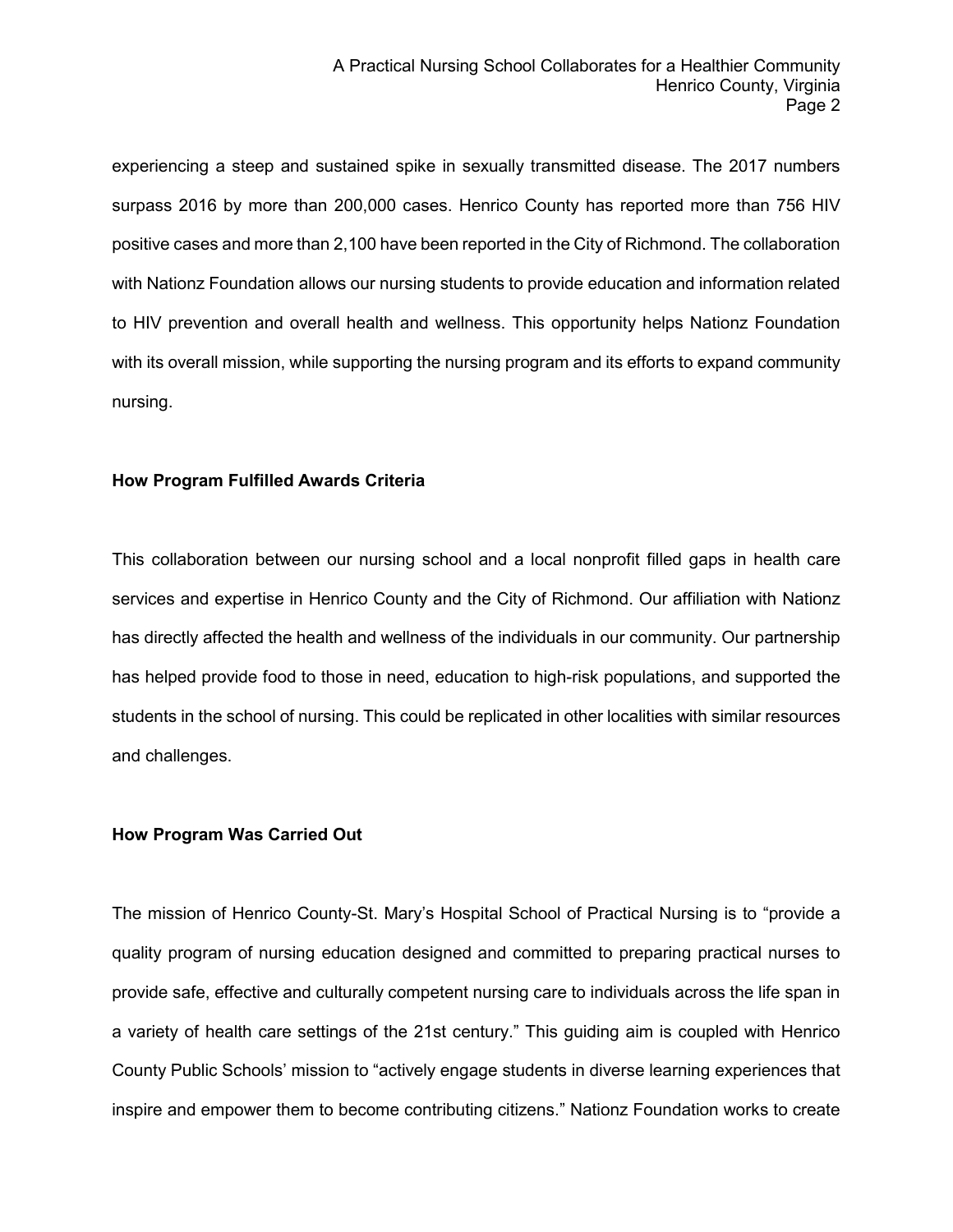experiencing a steep and sustained spike in sexually transmitted disease. The 2017 numbers surpass 2016 by more than 200,000 cases. Henrico County has reported more than 756 HIV positive cases and more than 2,100 have been reported in the City of Richmond. The collaboration with Nationz Foundation allows our nursing students to provide education and information related to HIV prevention and overall health and wellness. This opportunity helps Nationz Foundation with its overall mission, while supporting the nursing program and its efforts to expand community nursing.

**How Program Fulfilled Awards Criteria**

This collaboration between our nursing school and a local nonprofit filled gaps in health care services and expertise in Henrico County and the City of Richmond. Our affiliation with Nationz has directly affected the health and wellness of the individuals in our community. Our partnership has helped provide food to those in need, education to high-risk populations, and supported the students in the school of nursing. This could be replicated in other localities with similar resources and challenges.

**How Program Was Carried Out**

The mission of Henrico County-St. Mary's Hospital School of Practical Nursing is to "provide a quality program of nursing education designed and committed to preparing practical nurses to provide safe, effective and culturally competent nursing care to individuals across the life span in a variety of health care settings of the 21st century." This guiding aim is coupled with Henrico County Public Schools' mission to "actively engage students in diverse learning experiences that inspire and empower them to become contributing citizens." Nationz Foundation works to create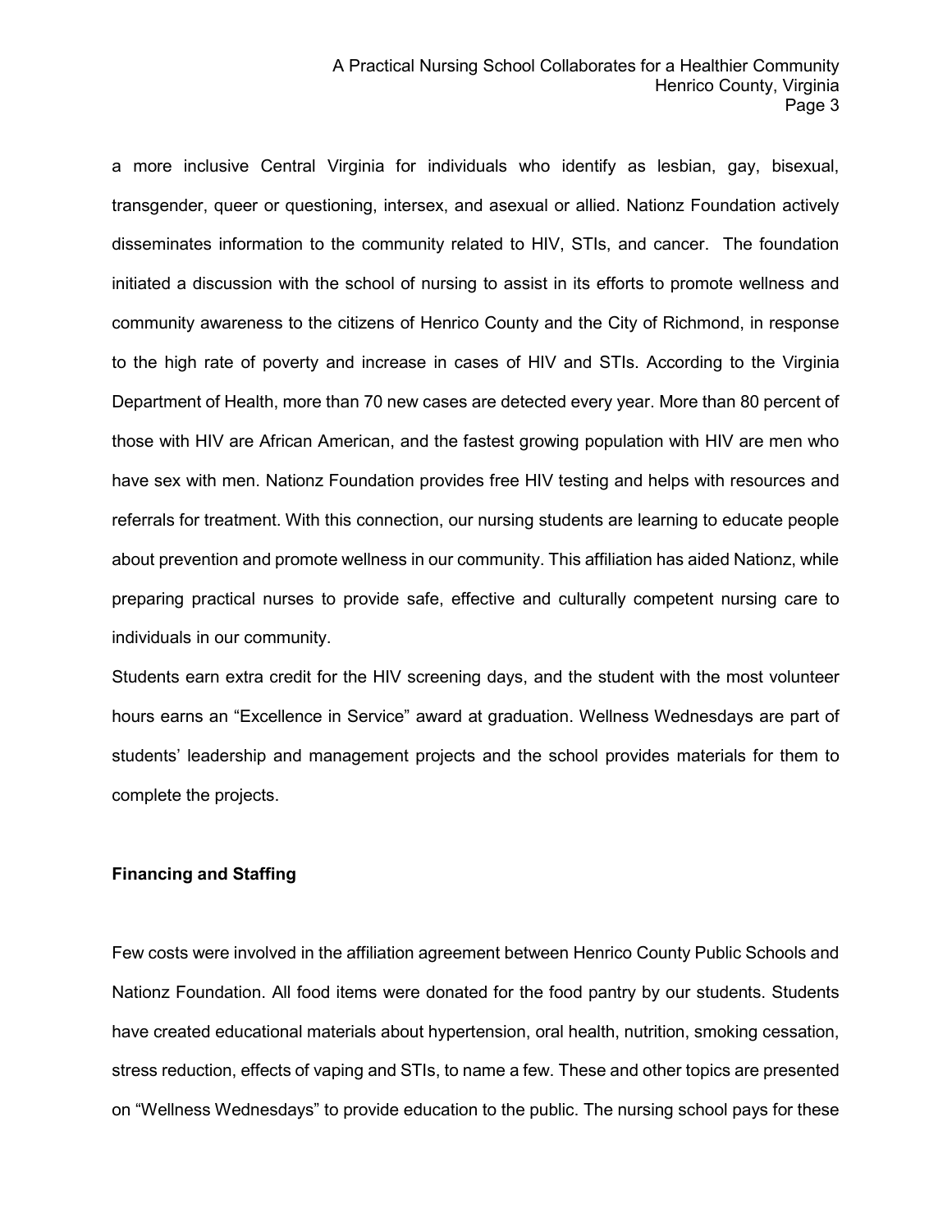a more inclusive Central Virginia for individuals who identify as lesbian, gay, bisexual, transgender, queer or questioning, intersex, and asexual or allied. Nationz Foundation actively disseminates information to the community related to HIV, STIs, and cancer. The foundation initiated a discussion with the school of nursing to assist in its efforts to promote wellness and community awareness to the citizens of Henrico County and the City of Richmond, in response to the high rate of poverty and increase in cases of HIV and STIs. According to the Virginia Department of Health, more than 70 new cases are detected every year. More than 80 percent of those with HIV are African American, and the fastest growing population with HIV are men who have sex with men. Nationz Foundation provides free HIV testing and helps with resources and referrals for treatment. With this connection, our nursing students are learning to educate people about prevention and promote wellness in our community. This affiliation has aided Nationz, while preparing practical nurses to provide safe, effective and culturally competent nursing care to individuals in our community.

Students earn extra credit for the HIV screening days, and the student with the most volunteer hours earns an "Excellence in Service" award at graduation. Wellness Wednesdays are part of students' leadership and management projects and the school provides materials for them to complete the projects.

**Financing and Staffing**

Few costs were involved in the affiliation agreement between Henrico County Public Schools and Nationz Foundation. All food items were donated for the food pantry by our students. Students have created educational materials about hypertension, oral health, nutrition, smoking cessation, stress reduction, effects of vaping and STIs, to name a few. These and other topics are presented on "Wellness Wednesdays" to provide education to the public. The nursing school pays for these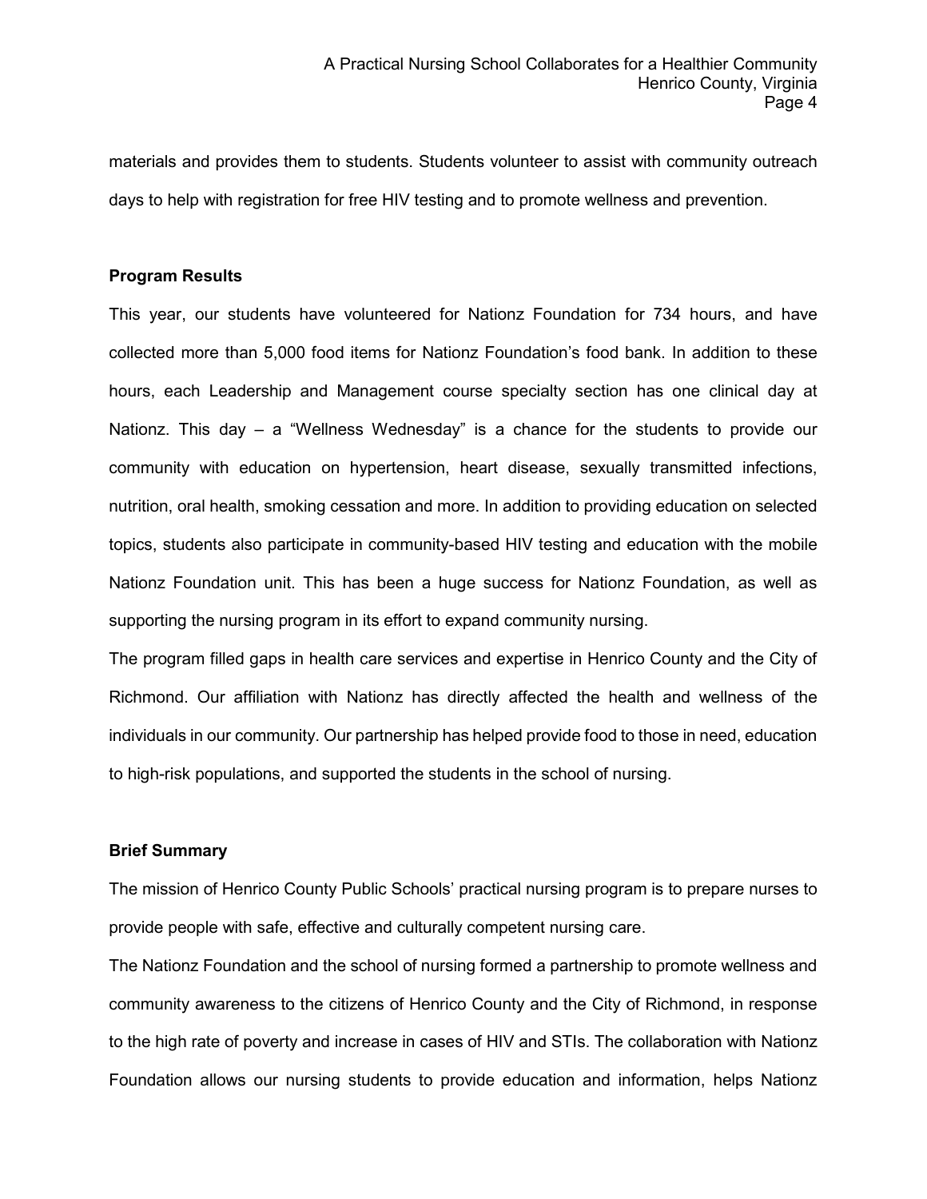materials and provides them to students. Students volunteer to assist with community outreach days to help with registration for free HIV testing and to promote wellness and prevention.

**Program Results**

This year, our students have volunteered for Nationz Foundation for 734 hours, and have collected more than 5,000 food items for Nationz Foundation's food bank. In addition to these hours, each Leadership and Management course specialty section has one clinical day at Nationz. This day – a "Wellness Wednesday" is a chance for the students to provide our community with education on hypertension, heart disease, sexually transmitted infections, nutrition, oral health, smoking cessation and more. In addition to providing education on selected topics, students also participate in community-based HIV testing and education with the mobile Nationz Foundation unit. This has been a huge success for Nationz Foundation, as well as supporting the nursing program in its effort to expand community nursing.

The program filled gaps in health care services and expertise in Henrico County and the City of Richmond. Our affiliation with Nationz has directly affected the health and wellness of the individuals in our community. Our partnership has helped provide food to those in need, education to high-risk populations, and supported the students in the school of nursing.

**Brief Summary**

The mission of Henrico County Public Schools' practical nursing program is to prepare nurses to provide people with safe, effective and culturally competent nursing care.

The Nationz Foundation and the school of nursing formed a partnership to promote wellness and community awareness to the citizens of Henrico County and the City of Richmond, in response to the high rate of poverty and increase in cases of HIV and STIs. The collaboration with Nationz Foundation allows our nursing students to provide education and information, helps Nationz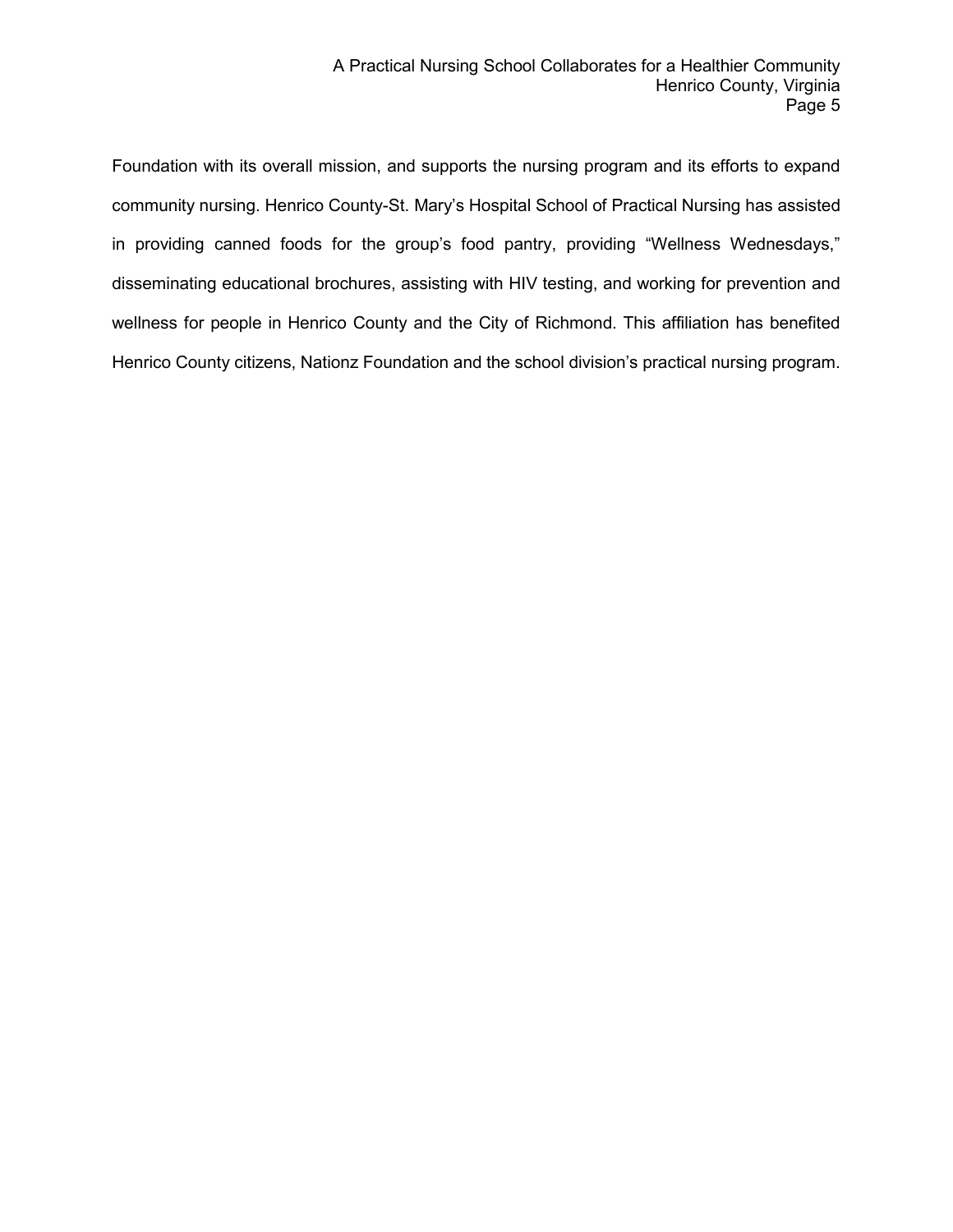Foundation with its overall mission, and supports the nursing program and its efforts to expand community nursing. Henrico County-St. Mary's Hospital School of Practical Nursing has assisted in providing canned foods for the group's food pantry, providing "Wellness Wednesdays," disseminating educational brochures, assisting with HIV testing, and working for prevention and wellness for people in Henrico County and the City of Richmond. This affiliation has benefited Henrico County citizens, Nationz Foundation and the school division's practical nursing program.